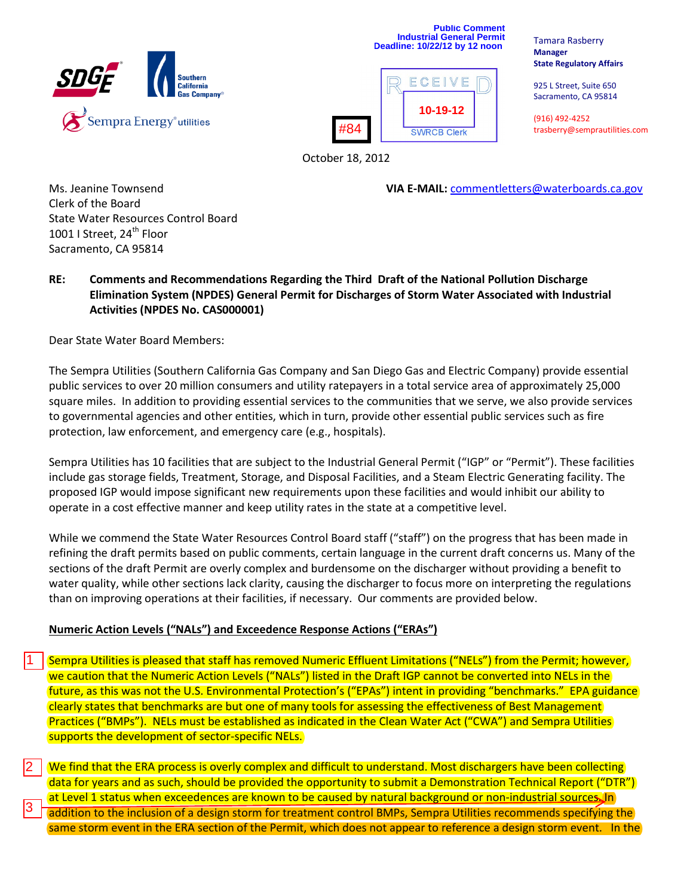Public Comment
Industrial General Permit
Deadline: 10/22/12 by 12 noon

RECEIVED
10-19-12
SWRCB Clerk

#84

Tamara Rasberry
**Manager**
**State Regulatory Affairs**

925 L Street, Suite 650
Sacramento, CA 95814

(916) 492-4252
trasberry@semprautilities.com

October 18, 2012

Ms. Jeanine Townsend
Clerk of the Board
State Water Resources Control Board
1001 I Street, 24th Floor
Sacramento, CA 95814

**VIA E-MAIL:** commentletters@waterboards.ca.gov

**RE: Comments and Recommendations Regarding the Third Draft of the National Pollution Discharge Elimination System (NPDES) General Permit for Discharges of Storm Water Associated with Industrial Activities (NPDES No. CAS000001)**

Dear State Water Board Members:

The Sempra Utilities (Southern California Gas Company and San Diego Gas and Electric Company) provide essential public services to over 20 million consumers and utility ratepayers in a total service area of approximately 25,000 square miles. In addition to providing essential services to the communities that we serve, we also provide services to governmental agencies and other entities, which in turn, provide other essential public services such as fire protection, law enforcement, and emergency care (e.g., hospitals).

Sempra Utilities has 10 facilities that are subject to the Industrial General Permit ("IGP" or "Permit"). These facilities include gas storage fields, Treatment, Storage, and Disposal Facilities, and a Steam Electric Generating facility. The proposed IGP would impose significant new requirements upon these facilities and would inhibit our ability to operate in a cost effective manner and keep utility rates in the state at a competitive level.

While we commend the State Water Resources Control Board staff ("staff") on the progress that has been made in refining the draft permits based on public comments, certain language in the current draft concerns us. Many of the sections of the draft Permit are overly complex and burdensome on the discharger without providing a benefit to water quality, while other sections lack clarity, causing the discharger to focus more on interpreting the regulations than on improving operations at their facilities, if necessary. Our comments are provided below.

**Numeric Action Levels ("NALs") and Exceedence Response Actions ("ERAs")**

1 Sempra Utilities is pleased that staff has removed Numeric Effluent Limitations ("NELs") from the Permit; however, we caution that the Numeric Action Levels ("NALs") listed in the Draft IGP cannot be converted into NELs in the future, as this was not the U.S. Environmental Protection's ("EPAs") intent in providing "benchmarks." EPA guidance clearly states that benchmarks are but one of many tools for assessing the effectiveness of Best Management Practices ("BMPs"). NELs must be established as indicated in the Clean Water Act ("CWA") and Sempra Utilities supports the development of sector-specific NELs.

2 We find that the ERA process is overly complex and difficult to understand. Most dischargers have been collecting data for years and as such, should be provided the opportunity to submit a Demonstration Technical Report ("DTR") at Level 1 status when exceedences are known to be caused by natural background or non-industrial sources. 3 In addition to the inclusion of a design storm for treatment control BMPs, Sempra Utilities recommends specifying the same storm event in the ERA section of the Permit, which does not appear to reference a design storm event. In the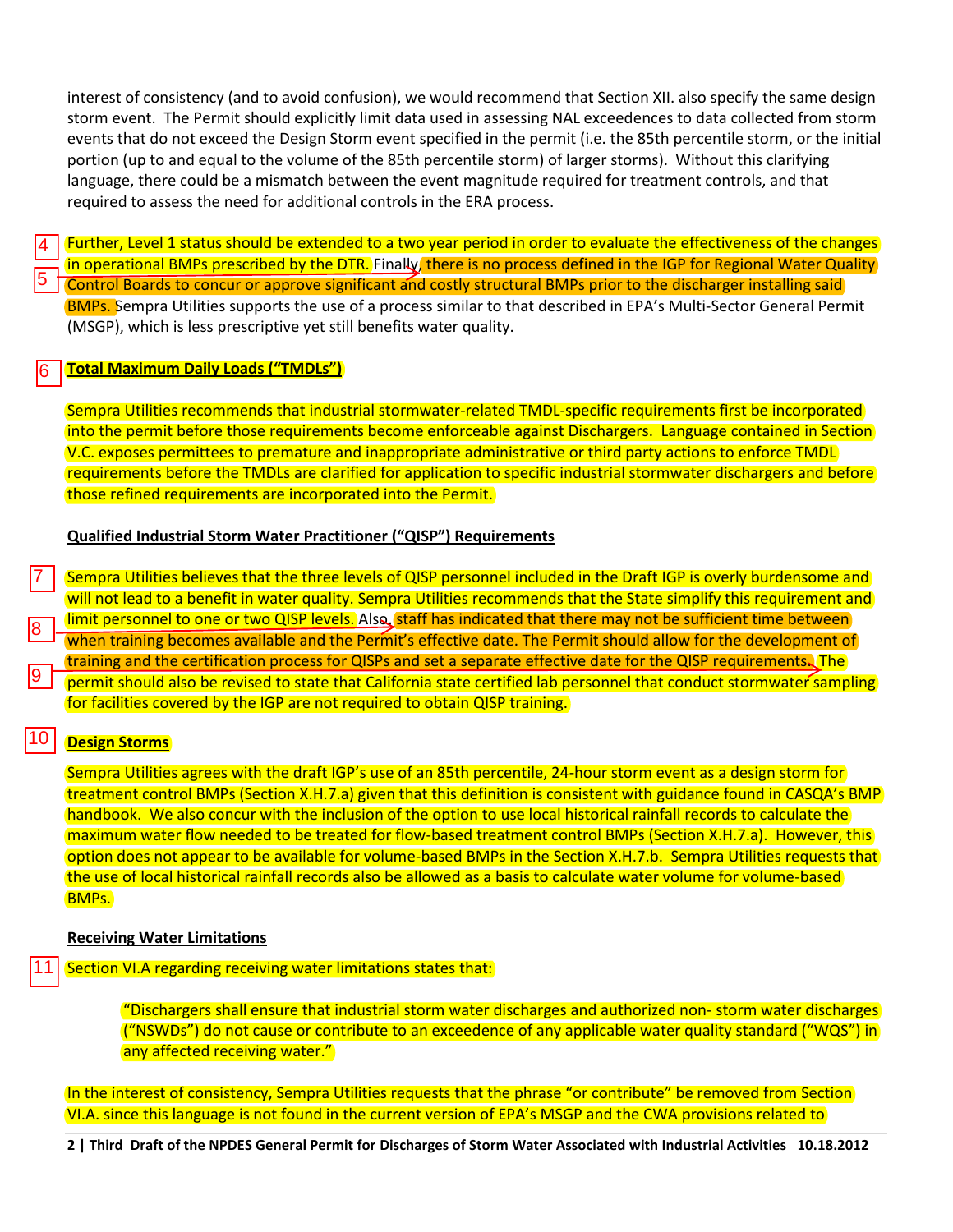interest of consistency (and to avoid confusion), we would recommend that Section XII. also specify the same design storm event. The Permit should explicitly limit data used in assessing NAL exceedences to data collected from storm events that do not exceed the Design Storm event specified in the permit (i.e. the 85th percentile storm, or the initial portion (up to and equal to the volume of the 85th percentile storm) of larger storms). Without this clarifying language, there could be a mismatch between the event magnitude required for treatment controls, and that required to assess the need for additional controls in the ERA process.

4 Further, Level 1 status should be extended to a two year period in order to evaluate the effectiveness of the changes in operational BMPs prescribed by the DTR. Finally, 5 there is no process defined in the IGP for Regional Water Quality Control Boards to concur or approve significant and costly structural BMPs prior to the discharger installing said BMPs. Sempra Utilities supports the use of a process similar to that described in EPA's Multi-Sector General Permit (MSGP), which is less prescriptive yet still benefits water quality.

6 **Total Maximum Daily Loads ("TMDLs")**

Sempra Utilities recommends that industrial stormwater-related TMDL-specific requirements first be incorporated into the permit before those requirements become enforceable against Dischargers. Language contained in Section V.C. exposes permittees to premature and inappropriate administrative or third party actions to enforce TMDL requirements before the TMDLs are clarified for application to specific industrial stormwater dischargers and before those refined requirements are incorporated into the Permit.

**Qualified Industrial Storm Water Practitioner ("QISP") Requirements**

7 Sempra Utilities believes that the three levels of QISP personnel included in the Draft IGP is overly burdensome and will not lead to a benefit in water quality. Sempra Utilities recommends that the State simplify this requirement and limit personnel to one or two QISP levels. Also, 8 staff has indicated that there may not be sufficient time between when training becomes available and the Permit's effective date. The Permit should allow for the development of training and the certification process for QISPs and set a separate effective date for the QISP requirements. 9 The permit should also be revised to state that California state certified lab personnel that conduct stormwater sampling for facilities covered by the IGP are not required to obtain QISP training.

10 **Design Storms**

Sempra Utilities agrees with the draft IGP's use of an 85th percentile, 24-hour storm event as a design storm for treatment control BMPs (Section X.H.7.a) given that this definition is consistent with guidance found in CASQA's BMP handbook. We also concur with the inclusion of the option to use local historical rainfall records to calculate the maximum water flow needed to be treated for flow-based treatment control BMPs (Section X.H.7.a). However, this option does not appear to be available for volume-based BMPs in the Section X.H.7.b. Sempra Utilities requests that the use of local historical rainfall records also be allowed as a basis to calculate water volume for volume-based BMPs.

**Receiving Water Limitations**

11 Section VI.A regarding receiving water limitations states that:

> "Dischargers shall ensure that industrial storm water discharges and authorized non- storm water discharges ("NSWDs") do not cause or contribute to an exceedence of any applicable water quality standard ("WQS") in any affected receiving water."

In the interest of consistency, Sempra Utilities requests that the phrase "or contribute" be removed from Section VI.A. since this language is not found in the current version of EPA's MSGP and the CWA provisions related to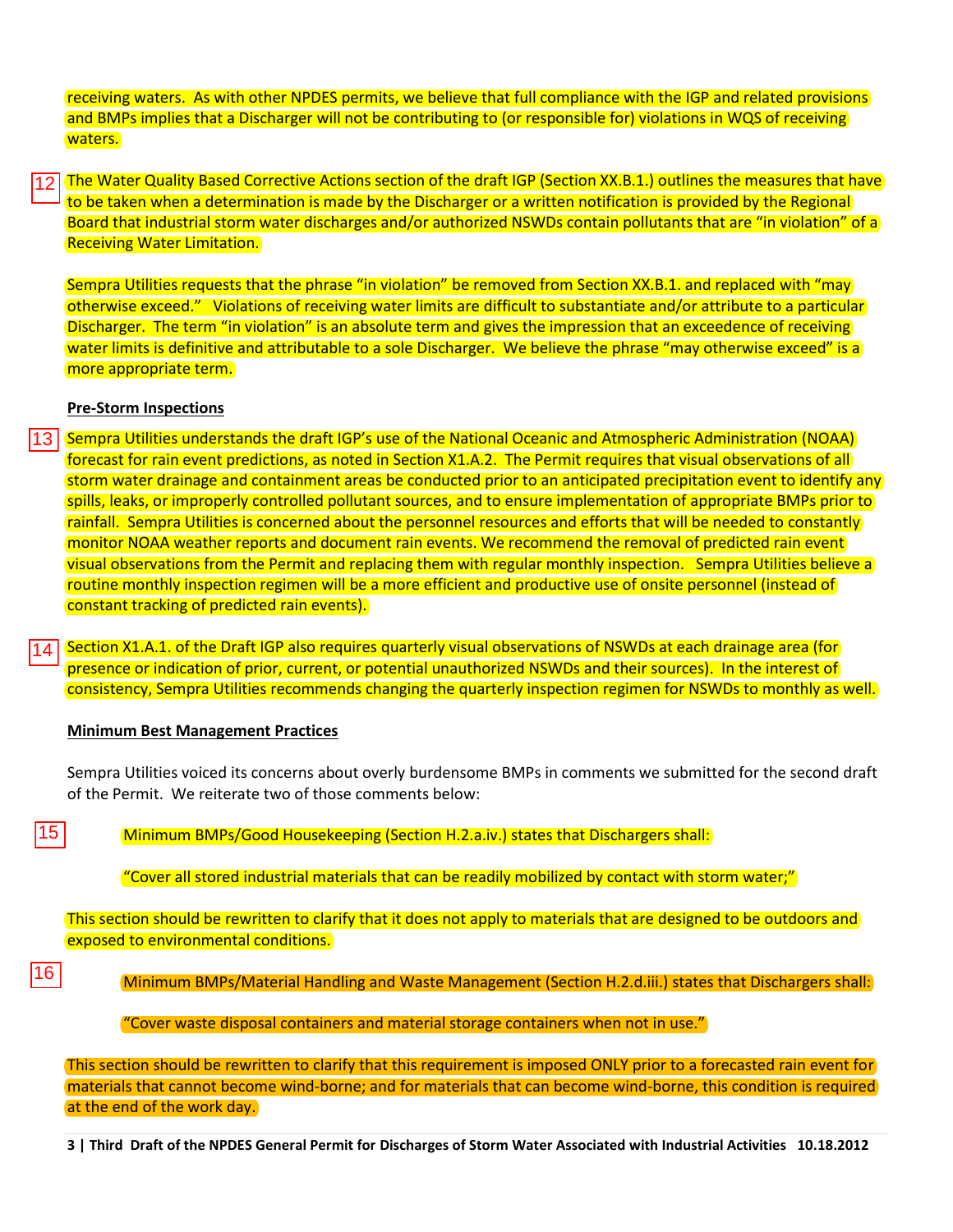receiving waters. As with other NPDES permits, we believe that full compliance with the IGP and related provisions and BMPs implies that a Discharger will not be contributing to (or responsible for) violations in WQS of receiving waters.

12 The Water Quality Based Corrective Actions section of the draft IGP (Section XX.B.1.) outlines the measures that have to be taken when a determination is made by the Discharger or a written notification is provided by the Regional Board that industrial storm water discharges and/or authorized NSWDs contain pollutants that are "in violation" of a Receiving Water Limitation.

Sempra Utilities requests that the phrase "in violation" be removed from Section XX.B.1. and replaced with "may otherwise exceed." Violations of receiving water limits are difficult to substantiate and/or attribute to a particular Discharger. The term "in violation" is an absolute term and gives the impression that an exceedence of receiving water limits is definitive and attributable to a sole Discharger. We believe the phrase "may otherwise exceed" is a more appropriate term.

**Pre-Storm Inspections**

13 Sempra Utilities understands the draft IGP's use of the National Oceanic and Atmospheric Administration (NOAA) forecast for rain event predictions, as noted in Section X1.A.2. The Permit requires that visual observations of all storm water drainage and containment areas be conducted prior to an anticipated precipitation event to identify any spills, leaks, or improperly controlled pollutant sources, and to ensure implementation of appropriate BMPs prior to rainfall. Sempra Utilities is concerned about the personnel resources and efforts that will be needed to constantly monitor NOAA weather reports and document rain events. We recommend the removal of predicted rain event visual observations from the Permit and replacing them with regular monthly inspection. Sempra Utilities believe a routine monthly inspection regimen will be a more efficient and productive use of onsite personnel (instead of constant tracking of predicted rain events).

14 Section X1.A.1. of the Draft IGP also requires quarterly visual observations of NSWDs at each drainage area (for presence or indication of prior, current, or potential unauthorized NSWDs and their sources). In the interest of consistency, Sempra Utilities recommends changing the quarterly inspection regimen for NSWDs to monthly as well.

**Minimum Best Management Practices**

Sempra Utilities voiced its concerns about overly burdensome BMPs in comments we submitted for the second draft of the Permit. We reiterate two of those comments below:

15 Minimum BMPs/Good Housekeeping (Section H.2.a.iv.) states that Dischargers shall:

> "Cover all stored industrial materials that can be readily mobilized by contact with storm water;"

This section should be rewritten to clarify that it does not apply to materials that are designed to be outdoors and exposed to environmental conditions.

16 Minimum BMPs/Material Handling and Waste Management (Section H.2.d.iii.) states that Dischargers shall:

> "Cover waste disposal containers and material storage containers when not in use."

This section should be rewritten to clarify that this requirement is imposed ONLY prior to a forecasted rain event for materials that cannot become wind-borne; and for materials that can become wind-borne, this condition is required at the end of the work day.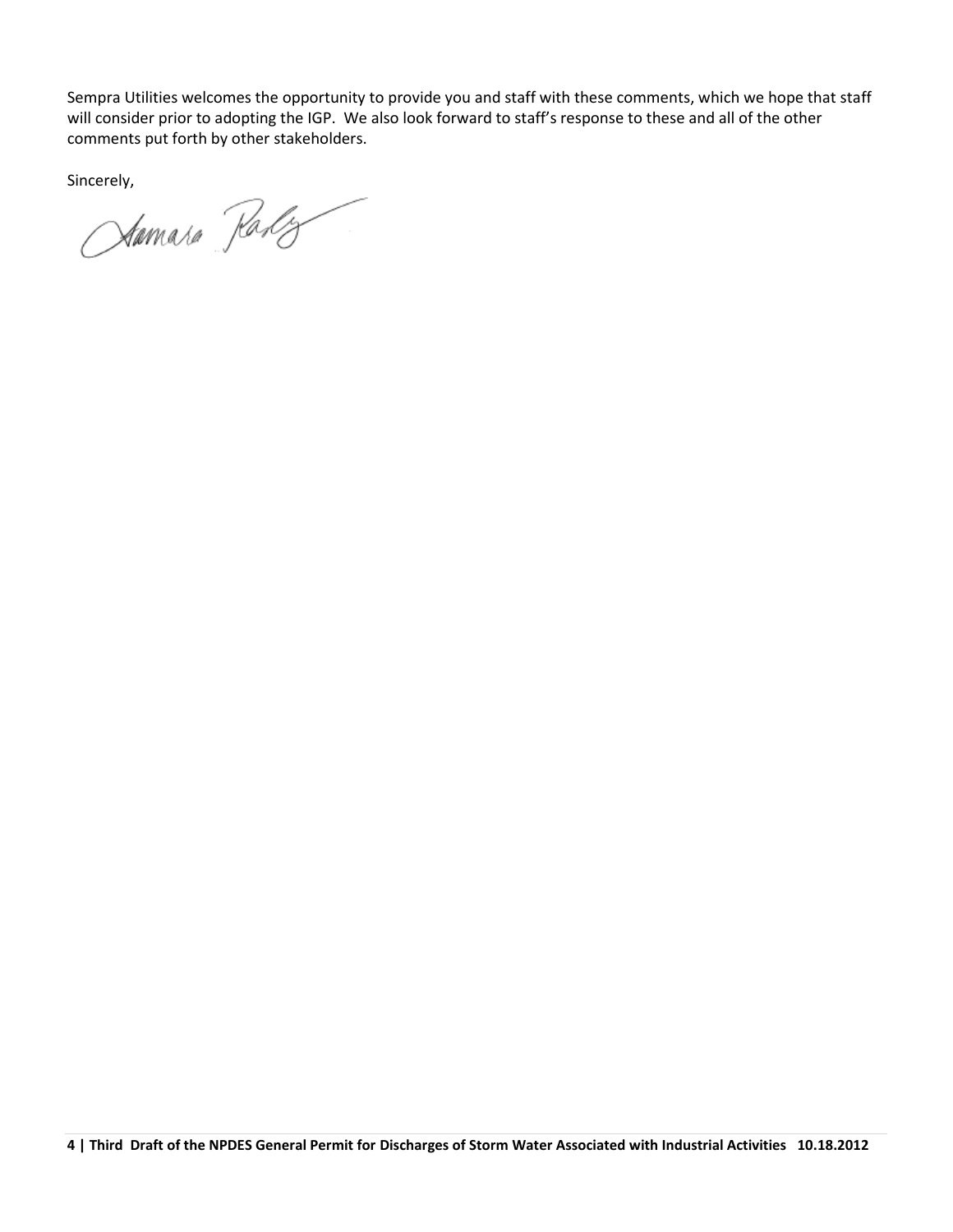Sempra Utilities welcomes the opportunity to provide you and staff with these comments, which we hope that staff will consider prior to adopting the IGP. We also look forward to staff's response to these and all of the other comments put forth by other stakeholders.

Sincerely,